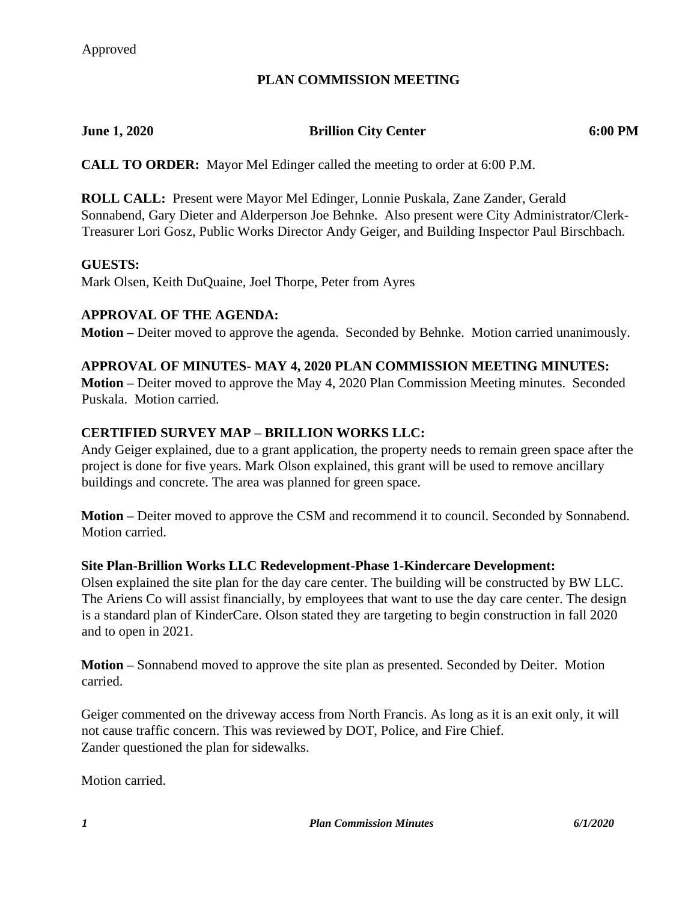Approved

# PLAN COMMISSION MEETING

**June 1, 2020** **Brillion City Center** **6:00 PM**

**CALL TO ORDER:** Mayor Mel Edinger called the meeting to order at 6:00 P.M.

**ROLL CALL:** Present were Mayor Mel Edinger, Lonnie Puskala, Zane Zander, Gerald Sonnabend, Gary Dieter and Alderperson Joe Behnke. Also present were City Administrator/Clerk-Treasurer Lori Gosz, Public Works Director Andy Geiger, and Building Inspector Paul Birschbach.

**GUESTS:**
Mark Olsen, Keith DuQuaine, Joel Thorpe, Peter from Ayres

**APPROVAL OF THE AGENDA:**
**Motion –** Deiter moved to approve the agenda. Seconded by Behnke. Motion carried unanimously.

**APPROVAL OF MINUTES- MAY 4, 2020 PLAN COMMISSION MEETING MINUTES:**
**Motion –** Deiter moved to approve the May 4, 2020 Plan Commission Meeting minutes. Seconded Puskala. Motion carried.

**CERTIFIED SURVEY MAP – BRILLION WORKS LLC:**
Andy Geiger explained, due to a grant application, the property needs to remain green space after the project is done for five years. Mark Olson explained, this grant will be used to remove ancillary buildings and concrete. The area was planned for green space.

**Motion –** Deiter moved to approve the CSM and recommend it to council. Seconded by Sonnabend. Motion carried.

**Site Plan-Brillion Works LLC Redevelopment-Phase 1-Kindercare Development:**
Olsen explained the site plan for the day care center. The building will be constructed by BW LLC. The Ariens Co will assist financially, by employees that want to use the day care center. The design is a standard plan of KinderCare. Olson stated they are targeting to begin construction in fall 2020 and to open in 2021.

**Motion –** Sonnabend moved to approve the site plan as presented. Seconded by Deiter. Motion carried.

Geiger commented on the driveway access from North Francis. As long as it is an exit only, it will not cause traffic concern. This was reviewed by DOT, Police, and Fire Chief.
Zander questioned the plan for sidewalks.

Motion carried.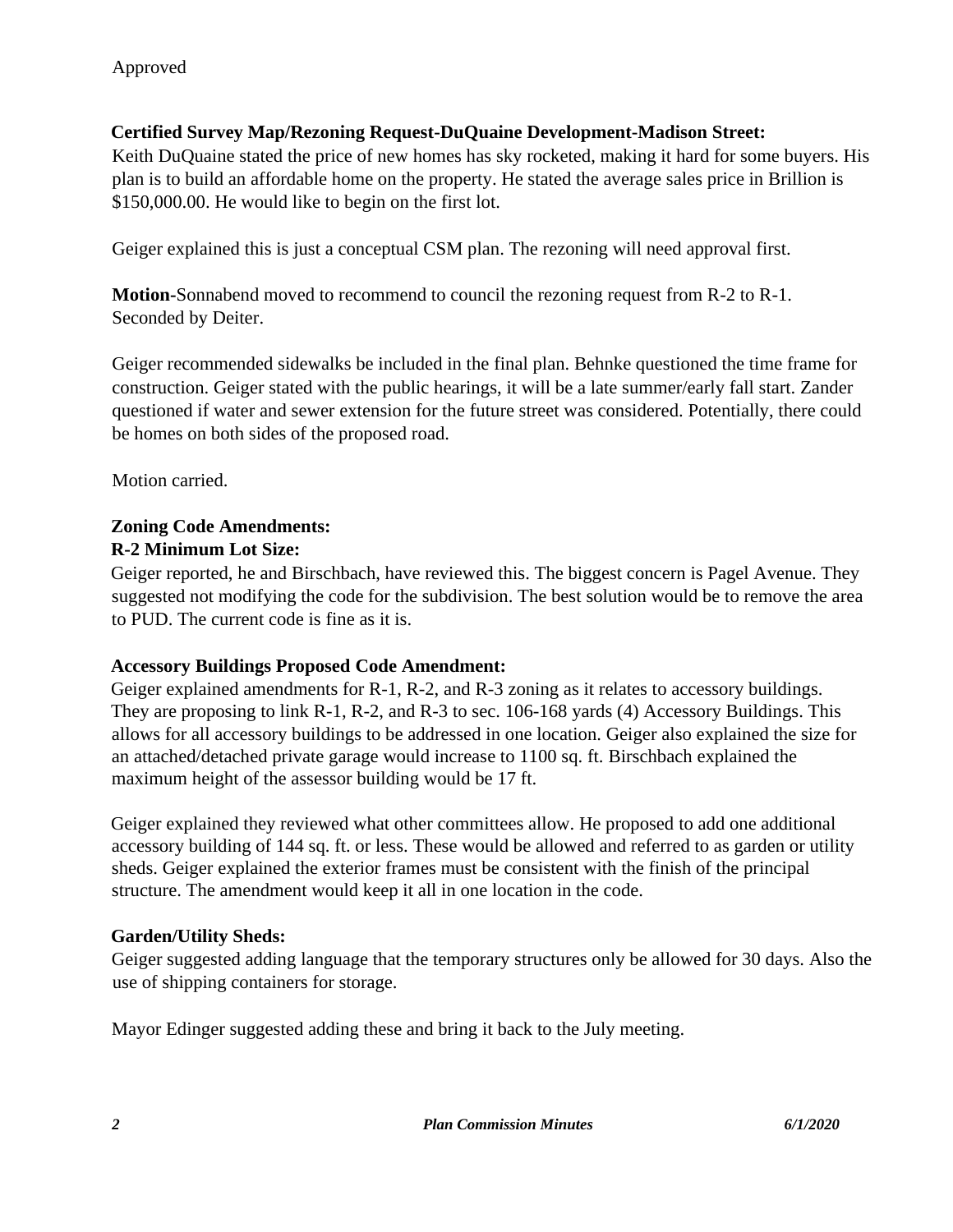Approved

**Certified Survey Map/Rezoning Request-DuQuaine Development-Madison Street:**

Keith DuQuaine stated the price of new homes has sky rocketed, making it hard for some buyers. His plan is to build an affordable home on the property. He stated the average sales price in Brillion is $150,000.00. He would like to begin on the first lot.

Geiger explained this is just a conceptual CSM plan. The rezoning will need approval first.

**Motion**-Sonnabend moved to recommend to council the rezoning request from R-2 to R-1. Seconded by Deiter.

Geiger recommended sidewalks be included in the final plan. Behnke questioned the time frame for construction. Geiger stated with the public hearings, it will be a late summer/early fall start. Zander questioned if water and sewer extension for the future street was considered. Potentially, there could be homes on both sides of the proposed road.

Motion carried.

**Zoning Code Amendments:**

**R-2 Minimum Lot Size:**

Geiger reported, he and Birschbach, have reviewed this. The biggest concern is Pagel Avenue. They suggested not modifying the code for the subdivision. The best solution would be to remove the area to PUD. The current code is fine as it is.

**Accessory Buildings Proposed Code Amendment:**

Geiger explained amendments for R-1, R-2, and R-3 zoning as it relates to accessory buildings. They are proposing to link R-1, R-2, and R-3 to sec. 106-168 yards (4) Accessory Buildings. This allows for all accessory buildings to be addressed in one location. Geiger also explained the size for an attached/detached private garage would increase to 1100 sq. ft. Birschbach explained the maximum height of the assessor building would be 17 ft.

Geiger explained they reviewed what other committees allow. He proposed to add one additional accessory building of 144 sq. ft. or less. These would be allowed and referred to as garden or utility sheds. Geiger explained the exterior frames must be consistent with the finish of the principal structure. The amendment would keep it all in one location in the code.

**Garden/Utility Sheds:**

Geiger suggested adding language that the temporary structures only be allowed for 30 days. Also the use of shipping containers for storage.

Mayor Edinger suggested adding these and bring it back to the July meeting.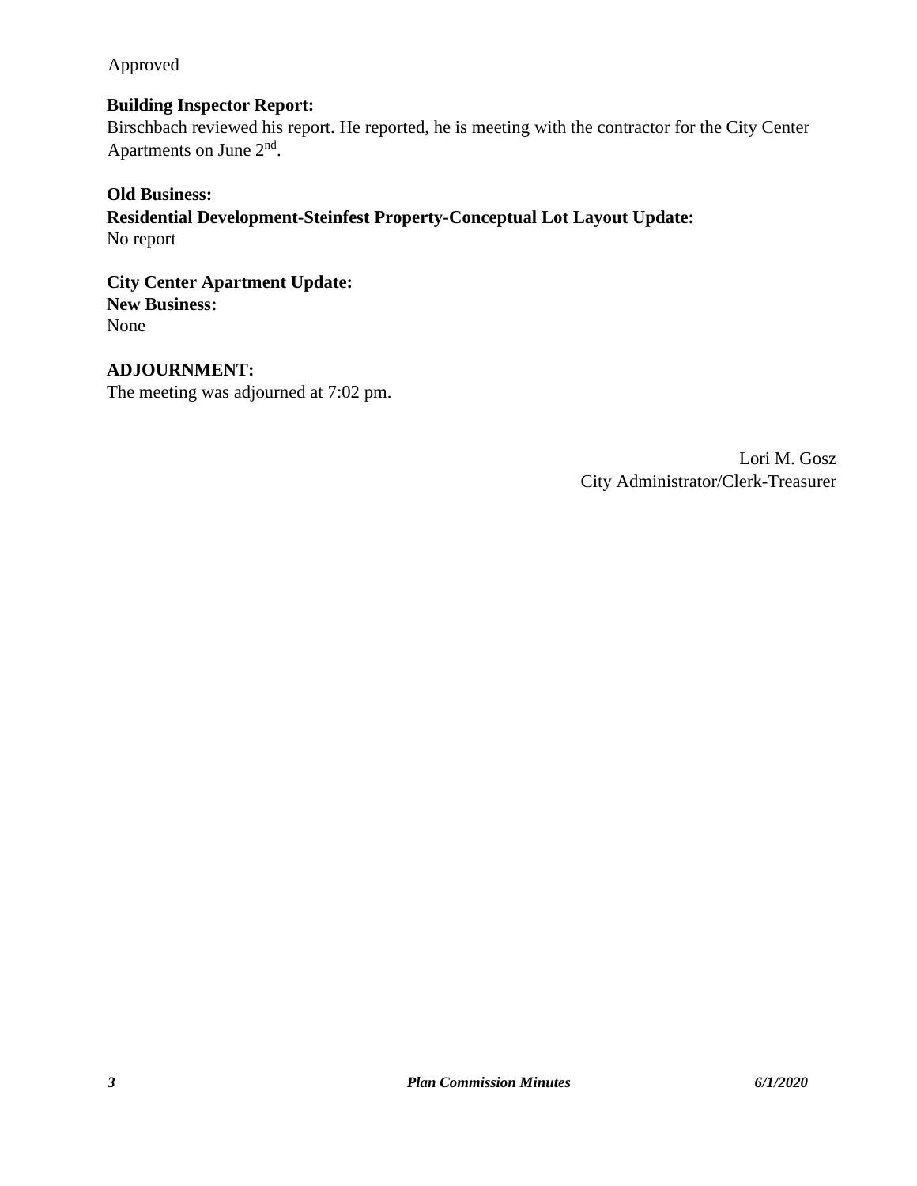Approved

**Building Inspector Report:**
Birschbach reviewed his report. He reported, he is meeting with the contractor for the City Center Apartments on June 2nd.

**Old Business:**
**Residential Development-Steinfest Property-Conceptual Lot Layout Update:**
No report

**City Center Apartment Update:**
**New Business:**
None

**ADJOURNMENT:**
The meeting was adjourned at 7:02 pm.

Lori M. Gosz
City Administrator/Clerk-Treasurer